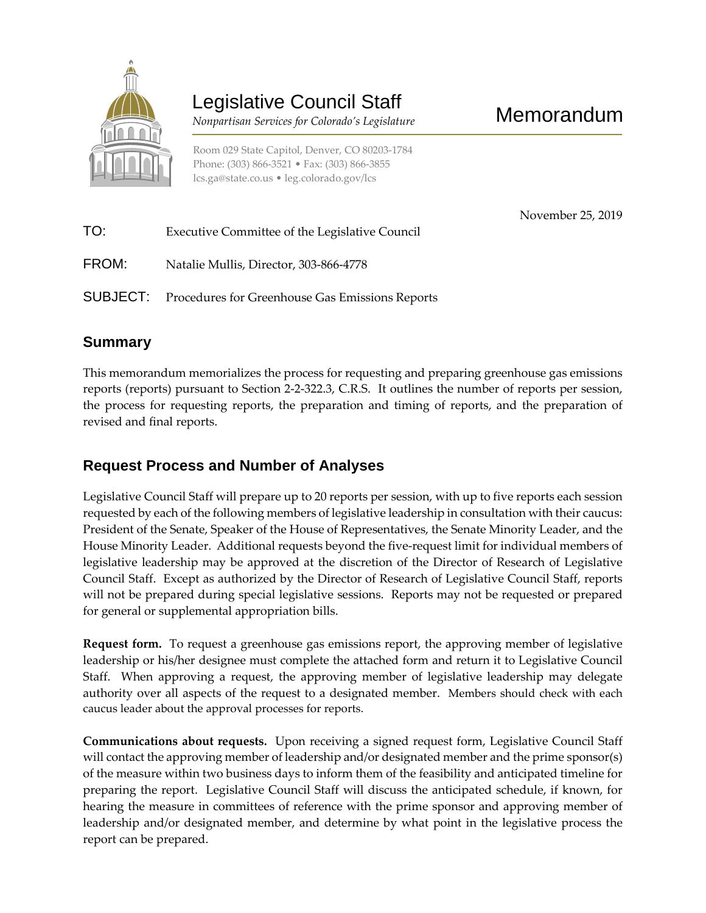# Legislative Council Staff

*Nonpartisan Services for Colorado's Legislature*

# Memorandum

Room 029 State Capitol, Denver, CO 80203-1784
Phone: (303) 866-3521 • Fax: (303) 866-3855
lcs.ga@state.co.us • leg.colorado.gov/lcs

November 25, 2019

TO: Executive Committee of the Legislative Council

FROM: Natalie Mullis, Director, 303-866-4778

SUBJECT: Procedures for Greenhouse Gas Emissions Reports

## Summary

This memorandum memorializes the process for requesting and preparing greenhouse gas emissions reports (reports) pursuant to Section 2-2-322.3, C.R.S. It outlines the number of reports per session, the process for requesting reports, the preparation and timing of reports, and the preparation of revised and final reports.

## Request Process and Number of Analyses

Legislative Council Staff will prepare up to 20 reports per session, with up to five reports each session requested by each of the following members of legislative leadership in consultation with their caucus: President of the Senate, Speaker of the House of Representatives, the Senate Minority Leader, and the House Minority Leader. Additional requests beyond the five-request limit for individual members of legislative leadership may be approved at the discretion of the Director of Research of Legislative Council Staff. Except as authorized by the Director of Research of Legislative Council Staff, reports will not be prepared during special legislative sessions. Reports may not be requested or prepared for general or supplemental appropriation bills.

**Request form.** To request a greenhouse gas emissions report, the approving member of legislative leadership or his/her designee must complete the attached form and return it to Legislative Council Staff. When approving a request, the approving member of legislative leadership may delegate authority over all aspects of the request to a designated member. Members should check with each caucus leader about the approval processes for reports.

**Communications about requests.** Upon receiving a signed request form, Legislative Council Staff will contact the approving member of leadership and/or designated member and the prime sponsor(s) of the measure within two business days to inform them of the feasibility and anticipated timeline for preparing the report. Legislative Council Staff will discuss the anticipated schedule, if known, for hearing the measure in committees of reference with the prime sponsor and approving member of leadership and/or designated member, and determine by what point in the legislative process the report can be prepared.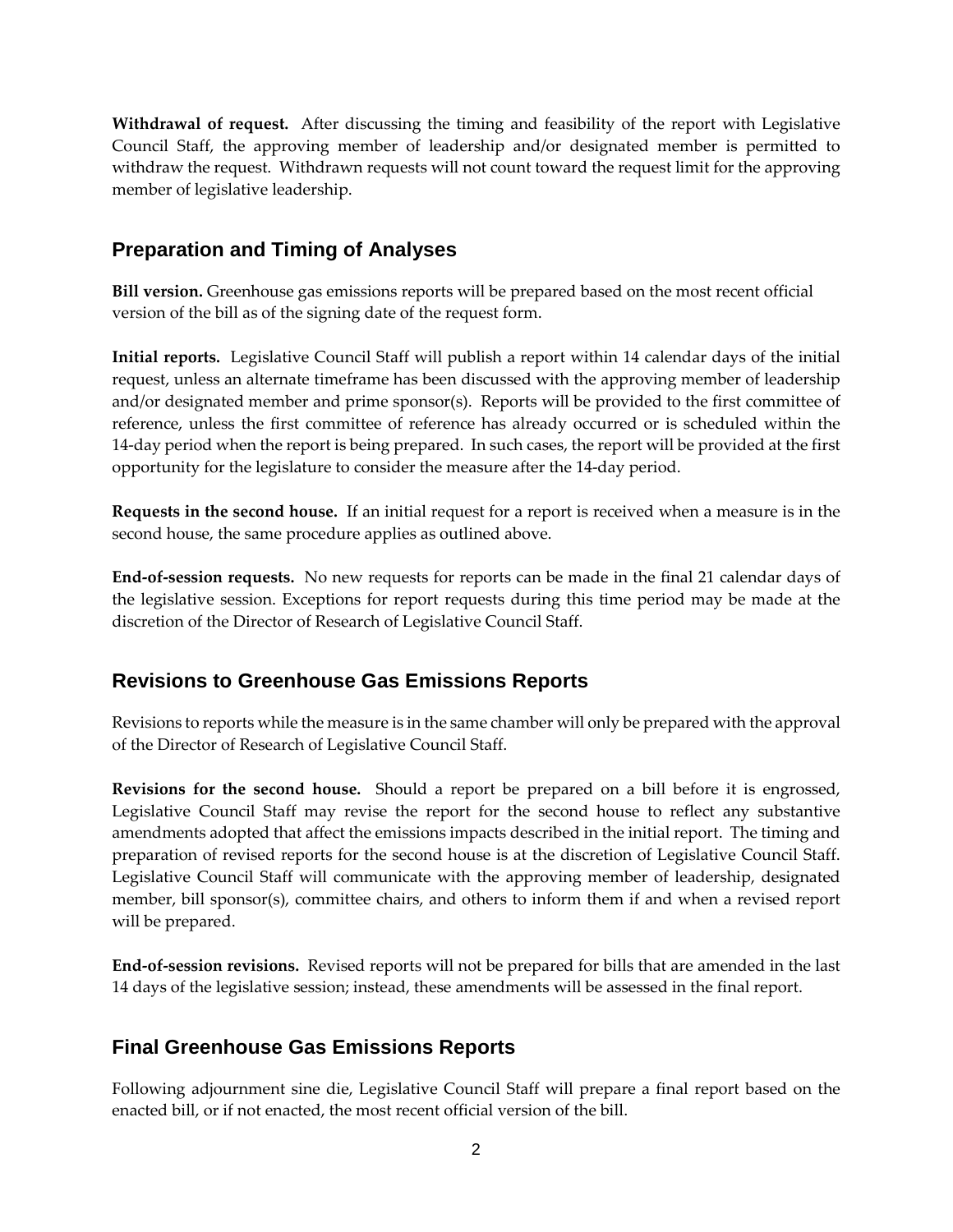**Withdrawal of request.** After discussing the timing and feasibility of the report with Legislative Council Staff, the approving member of leadership and/or designated member is permitted to withdraw the request. Withdrawn requests will not count toward the request limit for the approving member of legislative leadership.

## Preparation and Timing of Analyses

**Bill version.** Greenhouse gas emissions reports will be prepared based on the most recent official version of the bill as of the signing date of the request form.

**Initial reports.** Legislative Council Staff will publish a report within 14 calendar days of the initial request, unless an alternate timeframe has been discussed with the approving member of leadership and/or designated member and prime sponsor(s). Reports will be provided to the first committee of reference, unless the first committee of reference has already occurred or is scheduled within the 14-day period when the report is being prepared. In such cases, the report will be provided at the first opportunity for the legislature to consider the measure after the 14-day period.

**Requests in the second house.** If an initial request for a report is received when a measure is in the second house, the same procedure applies as outlined above.

**End-of-session requests.** No new requests for reports can be made in the final 21 calendar days of the legislative session. Exceptions for report requests during this time period may be made at the discretion of the Director of Research of Legislative Council Staff.

## Revisions to Greenhouse Gas Emissions Reports

Revisions to reports while the measure is in the same chamber will only be prepared with the approval of the Director of Research of Legislative Council Staff.

**Revisions for the second house.** Should a report be prepared on a bill before it is engrossed, Legislative Council Staff may revise the report for the second house to reflect any substantive amendments adopted that affect the emissions impacts described in the initial report. The timing and preparation of revised reports for the second house is at the discretion of Legislative Council Staff. Legislative Council Staff will communicate with the approving member of leadership, designated member, bill sponsor(s), committee chairs, and others to inform them if and when a revised report will be prepared.

**End-of-session revisions.** Revised reports will not be prepared for bills that are amended in the last 14 days of the legislative session; instead, these amendments will be assessed in the final report.

## Final Greenhouse Gas Emissions Reports

Following adjournment sine die, Legislative Council Staff will prepare a final report based on the enacted bill, or if not enacted, the most recent official version of the bill.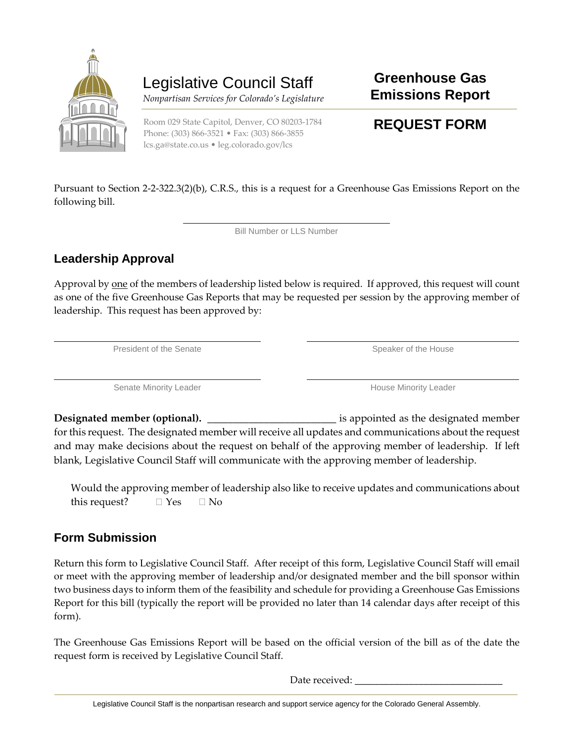# Legislative Council Staff

*Nonpartisan Services for Colorado's Legislature*

Room 029 State Capitol, Denver, CO 80203-1784
Phone: (303) 866-3521 • Fax: (303) 866-3855
lcs.ga@state.co.us • leg.colorado.gov/lcs

**Greenhouse Gas Emissions Report**

**REQUEST FORM**

Pursuant to Section 2-2-322.3(2)(b), C.R.S., this is a request for a Greenhouse Gas Emissions Report on the following bill.

\_\_\_\_\_\_\_\_\_\_\_\_\_\_\_\_\_\_\_\_\_\_\_\_\_\_\_\_\_\_\_\_\_\_\_\_\_\_\_\_
Bill Number or LLS Number

## Leadership Approval

Approval by <u>one</u> of the members of leadership listed below is required. If approved, this request will count as one of the five Greenhouse Gas Reports that may be requested per session by the approving member of leadership. This request has been approved by:

\_\_\_\_\_\_\_\_\_\_\_\_\_\_\_\_\_\_\_\_\_\_\_\_\_\_\_\_\_\_\_\_\_\_\_\_\_\_\_\_
President of the Senate

\_\_\_\_\_\_\_\_\_\_\_\_\_\_\_\_\_\_\_\_\_\_\_\_\_\_\_\_\_\_\_\_\_\_\_\_\_\_\_\_
Speaker of the House

\_\_\_\_\_\_\_\_\_\_\_\_\_\_\_\_\_\_\_\_\_\_\_\_\_\_\_\_\_\_\_\_\_\_\_\_\_\_\_\_
Senate Minority Leader

\_\_\_\_\_\_\_\_\_\_\_\_\_\_\_\_\_\_\_\_\_\_\_\_\_\_\_\_\_\_\_\_\_\_\_\_\_\_\_\_
House Minority Leader

**Designated member (optional).** \_\_\_\_\_\_\_\_\_\_\_\_\_\_\_\_\_\_\_\_\_\_\_\_\_ is appointed as the designated member for this request. The designated member will receive all updates and communications about the request and may make decisions about the request on behalf of the approving member of leadership. If left blank, Legislative Council Staff will communicate with the approving member of leadership.

Would the approving member of leadership also like to receive updates and communications about this request? ☐ Yes ☐ No

## Form Submission

Return this form to Legislative Council Staff. After receipt of this form, Legislative Council Staff will email or meet with the approving member of leadership and/or designated member and the bill sponsor within two business days to inform them of the feasibility and schedule for providing a Greenhouse Gas Emissions Report for this bill (typically the report will be provided no later than 14 calendar days after receipt of this form).

The Greenhouse Gas Emissions Report will be based on the official version of the bill as of the date the request form is received by Legislative Council Staff.

Date received: \_\_\_\_\_\_\_\_\_\_\_\_\_\_\_\_\_\_\_\_\_\_\_\_\_\_\_\_\_\_

Legislative Council Staff is the nonpartisan research and support service agency for the Colorado General Assembly.